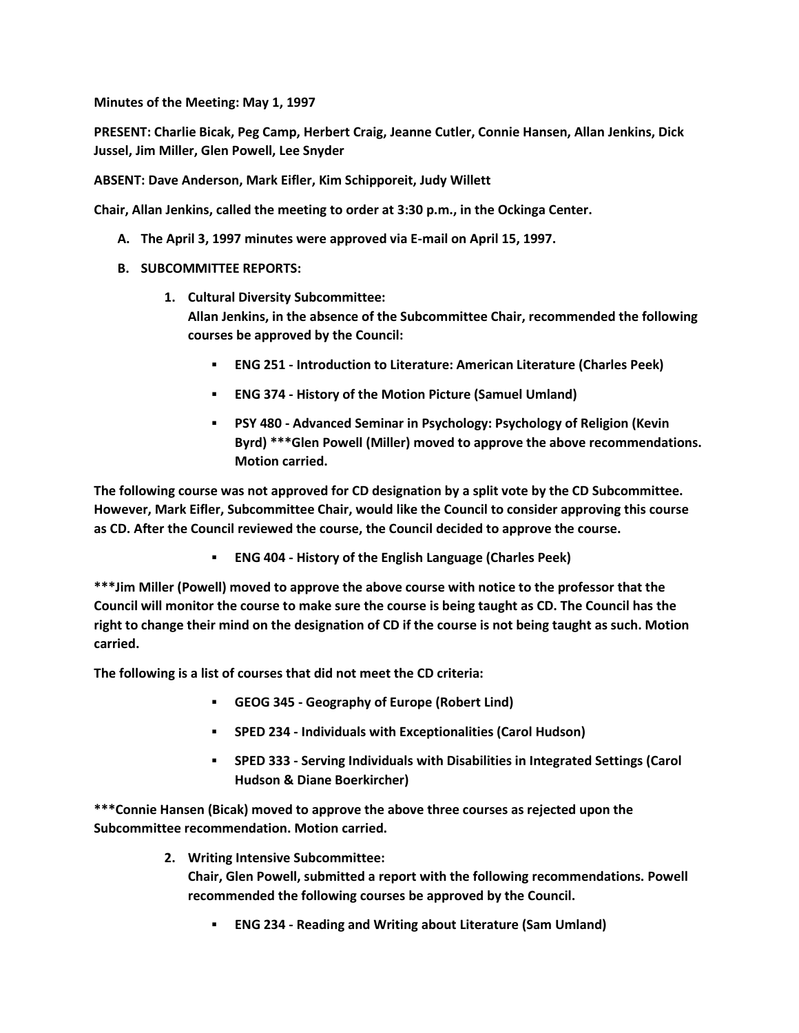**Minutes of the Meeting: May 1, 1997**

**PRESENT: Charlie Bicak, Peg Camp, Herbert Craig, Jeanne Cutler, Connie Hansen, Allan Jenkins, Dick Jussel, Jim Miller, Glen Powell, Lee Snyder**

**ABSENT: Dave Anderson, Mark Eifler, Kim Schipporeit, Judy Willett**

**Chair, Allan Jenkins, called the meeting to order at 3:30 p.m., in the Ockinga Center.**

**A. The April 3, 1997 minutes were approved via E-mail on April 15, 1997.**

**B. SUBCOMMITTEE REPORTS:**

**1. Cultural Diversity Subcommittee:**
**Allan Jenkins, in the absence of the Subcommittee Chair, recommended the following courses be approved by the Council:**

- **ENG 251 - Introduction to Literature: American Literature (Charles Peek)**
- **ENG 374 - History of the Motion Picture (Samuel Umland)**
- **PSY 480 - Advanced Seminar in Psychology: Psychology of Religion (Kevin Byrd) \*\*\*Glen Powell (Miller) moved to approve the above recommendations. Motion carried.**

**The following course was not approved for CD designation by a split vote by the CD Subcommittee. However, Mark Eifler, Subcommittee Chair, would like the Council to consider approving this course as CD. After the Council reviewed the course, the Council decided to approve the course.**

- **ENG 404 - History of the English Language (Charles Peek)**

**\*\*\*Jim Miller (Powell) moved to approve the above course with notice to the professor that the Council will monitor the course to make sure the course is being taught as CD. The Council has the right to change their mind on the designation of CD if the course is not being taught as such. Motion carried.**

**The following is a list of courses that did not meet the CD criteria:**

- **GEOG 345 - Geography of Europe (Robert Lind)**
- **SPED 234 - Individuals with Exceptionalities (Carol Hudson)**
- **SPED 333 - Serving Individuals with Disabilities in Integrated Settings (Carol Hudson & Diane Boerkircher)**

**\*\*\*Connie Hansen (Bicak) moved to approve the above three courses as rejected upon the Subcommittee recommendation. Motion carried.**

**2. Writing Intensive Subcommittee:**
**Chair, Glen Powell, submitted a report with the following recommendations. Powell recommended the following courses be approved by the Council.**

- **ENG 234 - Reading and Writing about Literature (Sam Umland)**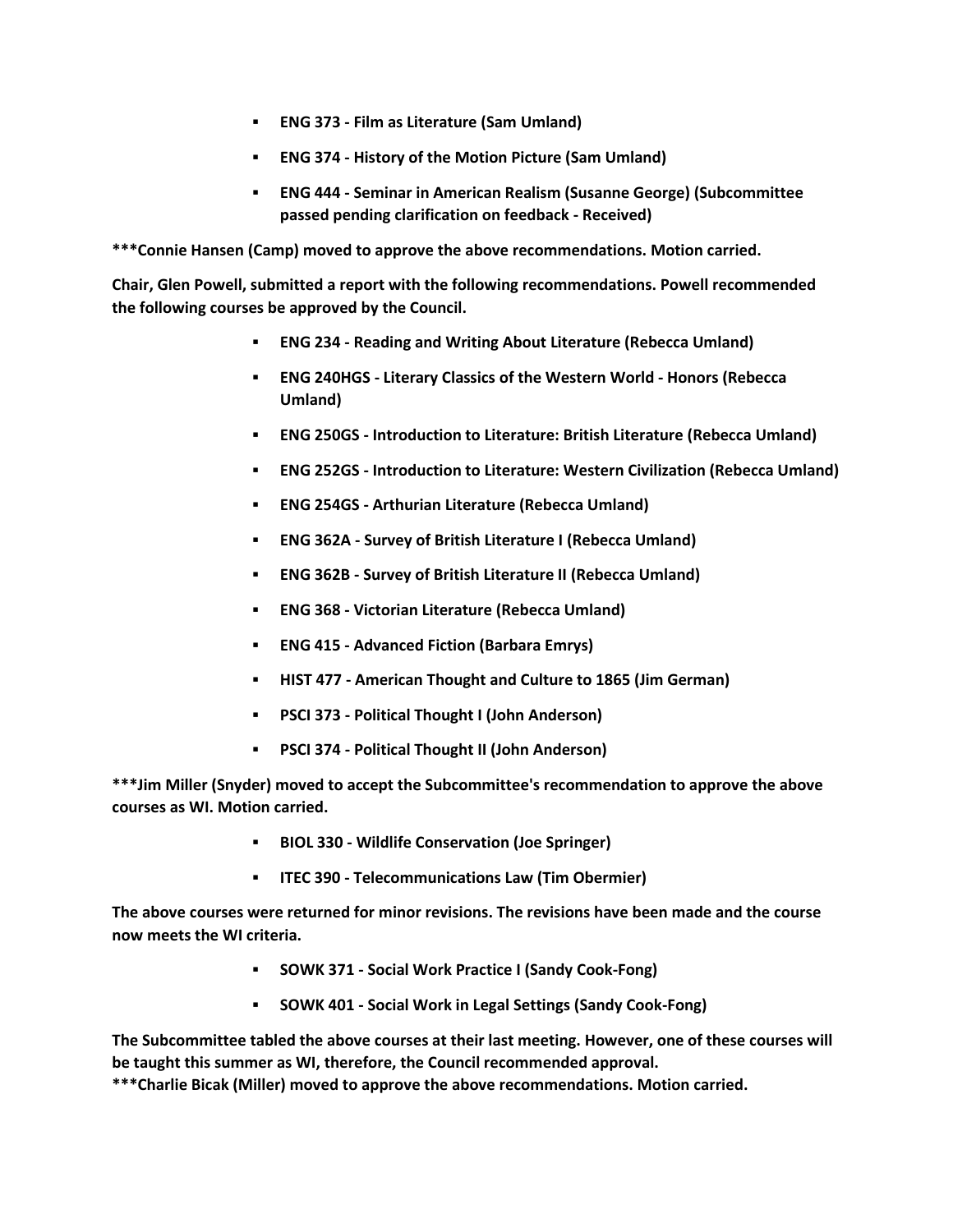- **ENG 373 - Film as Literature (Sam Umland)**
- **ENG 374 - History of the Motion Picture (Sam Umland)**
- **ENG 444 - Seminar in American Realism (Susanne George) (Subcommittee passed pending clarification on feedback - Received)**

**\*\*\*Connie Hansen (Camp) moved to approve the above recommendations. Motion carried.**

**Chair, Glen Powell, submitted a report with the following recommendations. Powell recommended the following courses be approved by the Council.**

- **ENG 234 - Reading and Writing About Literature (Rebecca Umland)**
- **ENG 240HGS - Literary Classics of the Western World - Honors (Rebecca Umland)**
- **ENG 250GS - Introduction to Literature: British Literature (Rebecca Umland)**
- **ENG 252GS - Introduction to Literature: Western Civilization (Rebecca Umland)**
- **ENG 254GS - Arthurian Literature (Rebecca Umland)**
- **ENG 362A - Survey of British Literature I (Rebecca Umland)**
- **ENG 362B - Survey of British Literature II (Rebecca Umland)**
- **ENG 368 - Victorian Literature (Rebecca Umland)**
- **ENG 415 - Advanced Fiction (Barbara Emrys)**
- **HIST 477 - American Thought and Culture to 1865 (Jim German)**
- **PSCI 373 - Political Thought I (John Anderson)**
- **PSCI 374 - Political Thought II (John Anderson)**

**\*\*\*Jim Miller (Snyder) moved to accept the Subcommittee's recommendation to approve the above courses as WI. Motion carried.**

- **BIOL 330 - Wildlife Conservation (Joe Springer)**
- **ITEC 390 - Telecommunications Law (Tim Obermier)**

**The above courses were returned for minor revisions. The revisions have been made and the course now meets the WI criteria.**

- **SOWK 371 - Social Work Practice I (Sandy Cook-Fong)**
- **SOWK 401 - Social Work in Legal Settings (Sandy Cook-Fong)**

**The Subcommittee tabled the above courses at their last meeting. However, one of these courses will be taught this summer as WI, therefore, the Council recommended approval.**
**\*\*\*Charlie Bicak (Miller) moved to approve the above recommendations. Motion carried.**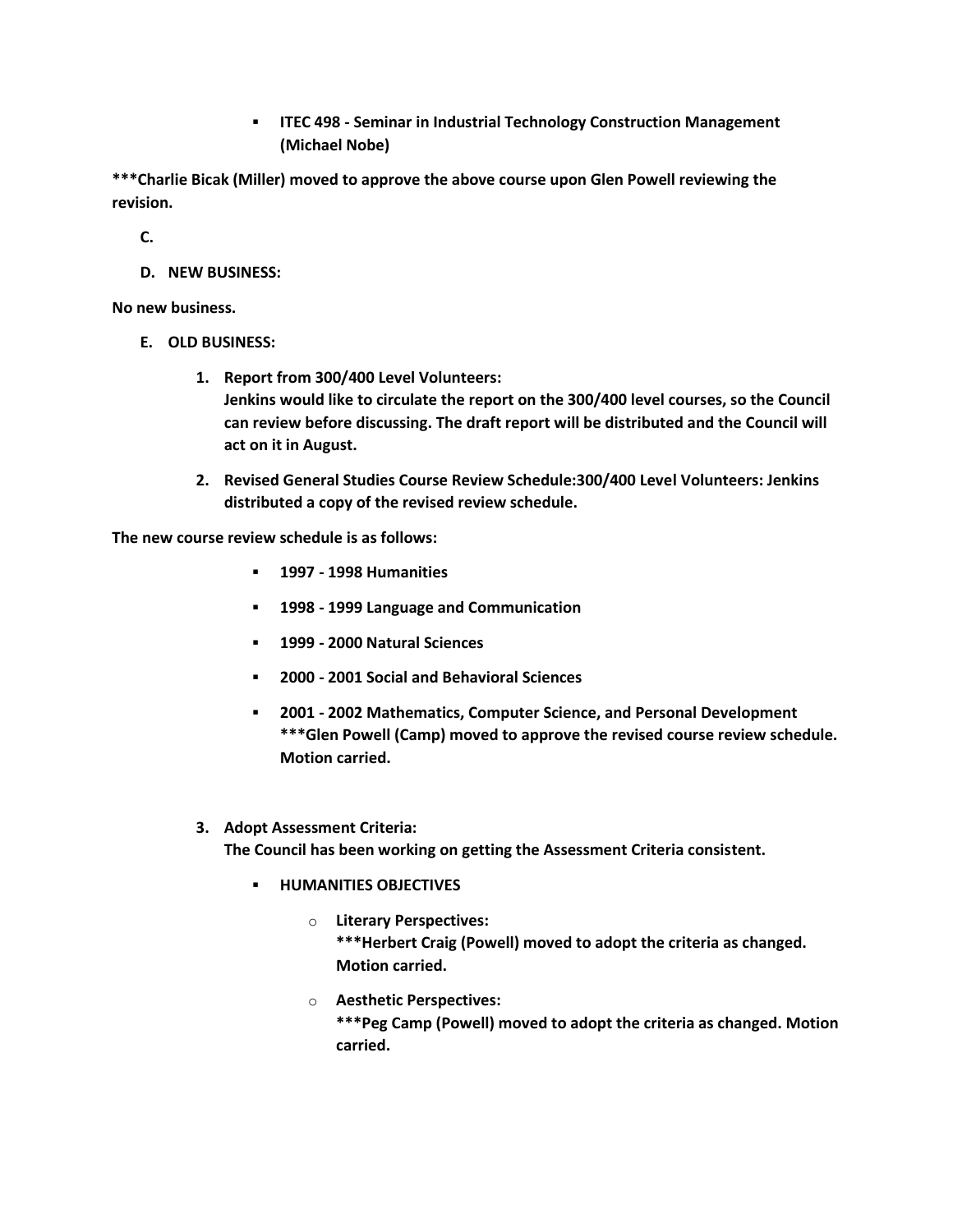- **ITEC 498 - Seminar in Industrial Technology Construction Management (Michael Nobe)**

**\*\*\*Charlie Bicak (Miller) moved to approve the above course upon Glen Powell reviewing the revision.**

**C.**

**D. NEW BUSINESS:**

**No new business.**

**E. OLD BUSINESS:**

1. **Report from 300/400 Level Volunteers:**
   **Jenkins would like to circulate the report on the 300/400 level courses, so the Council can review before discussing. The draft report will be distributed and the Council will act on it in August.**

2. **Revised General Studies Course Review Schedule:300/400 Level Volunteers: Jenkins distributed a copy of the revised review schedule.**

**The new course review schedule is as follows:**

- **1997 - 1998 Humanities**
- **1998 - 1999 Language and Communication**
- **1999 - 2000 Natural Sciences**
- **2000 - 2001 Social and Behavioral Sciences**
- **2001 - 2002 Mathematics, Computer Science, and Personal Development**
  **\*\*\*Glen Powell (Camp) moved to approve the revised course review schedule. Motion carried.**

3. **Adopt Assessment Criteria:**
   **The Council has been working on getting the Assessment Criteria consistent.**

   - **HUMANITIES OBJECTIVES**
     - **Literary Perspectives:**
       **\*\*\*Herbert Craig (Powell) moved to adopt the criteria as changed. Motion carried.**
     - **Aesthetic Perspectives:**
       **\*\*\*Peg Camp (Powell) moved to adopt the criteria as changed. Motion carried.**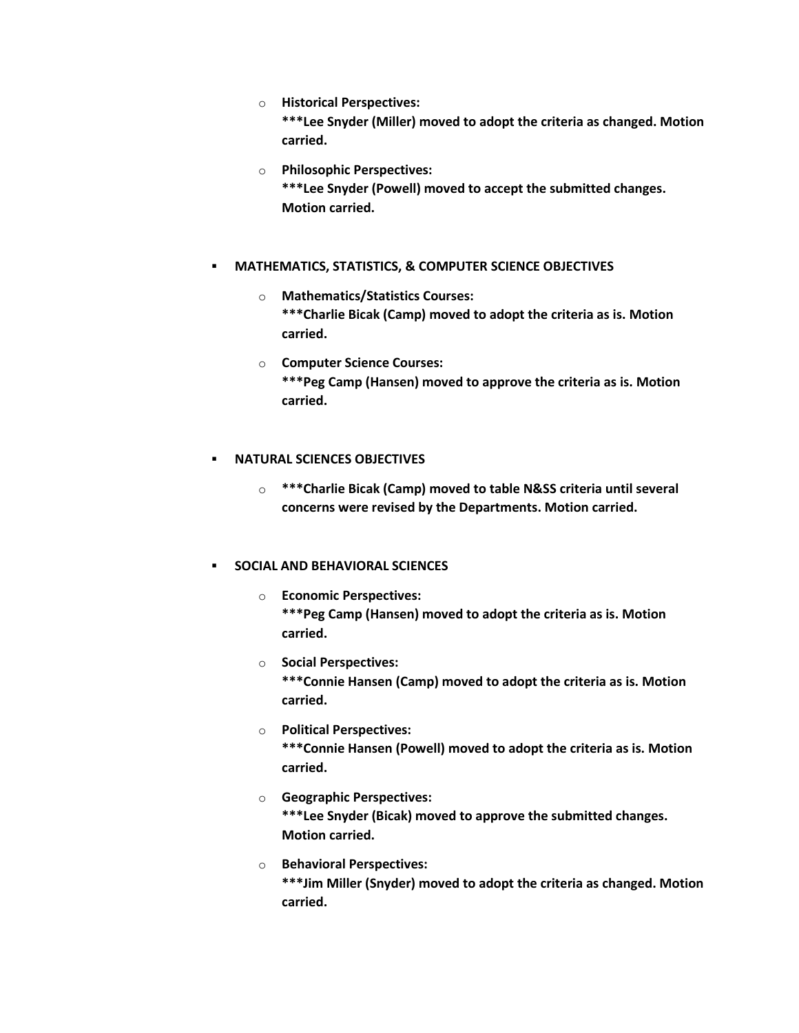- **Historical Perspectives:**
  **\*\*\*Lee Snyder (Miller) moved to adopt the criteria as changed. Motion carried.**

- **Philosophic Perspectives:**
  **\*\*\*Lee Snyder (Powell) moved to accept the submitted changes. Motion carried.**

- **MATHEMATICS, STATISTICS, & COMPUTER SCIENCE OBJECTIVES**

  - **Mathematics/Statistics Courses:**
    **\*\*\*Charlie Bicak (Camp) moved to adopt the criteria as is. Motion carried.**

  - **Computer Science Courses:**
    **\*\*\*Peg Camp (Hansen) moved to approve the criteria as is. Motion carried.**

- **NATURAL SCIENCES OBJECTIVES**

  - **\*\*\*Charlie Bicak (Camp) moved to table N&SS criteria until several concerns were revised by the Departments. Motion carried.**

- **SOCIAL AND BEHAVIORAL SCIENCES**

  - **Economic Perspectives:**
    **\*\*\*Peg Camp (Hansen) moved to adopt the criteria as is. Motion carried.**

  - **Social Perspectives:**
    **\*\*\*Connie Hansen (Camp) moved to adopt the criteria as is. Motion carried.**

  - **Political Perspectives:**
    **\*\*\*Connie Hansen (Powell) moved to adopt the criteria as is. Motion carried.**

  - **Geographic Perspectives:**
    **\*\*\*Lee Snyder (Bicak) moved to approve the submitted changes. Motion carried.**

  - **Behavioral Perspectives:**
    **\*\*\*Jim Miller (Snyder) moved to adopt the criteria as changed. Motion carried.**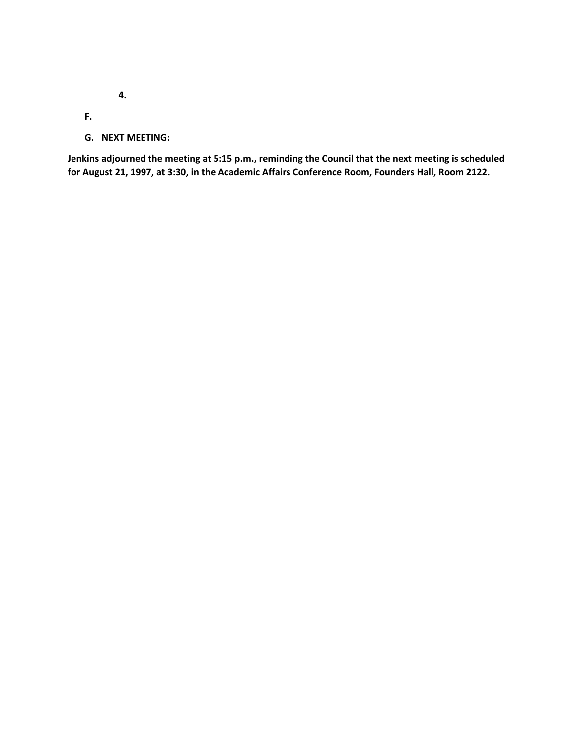**4.**

**F.**

**G. NEXT MEETING:**

**Jenkins adjourned the meeting at 5:15 p.m., reminding the Council that the next meeting is scheduled for August 21, 1997, at 3:30, in the Academic Affairs Conference Room, Founders Hall, Room 2122.**